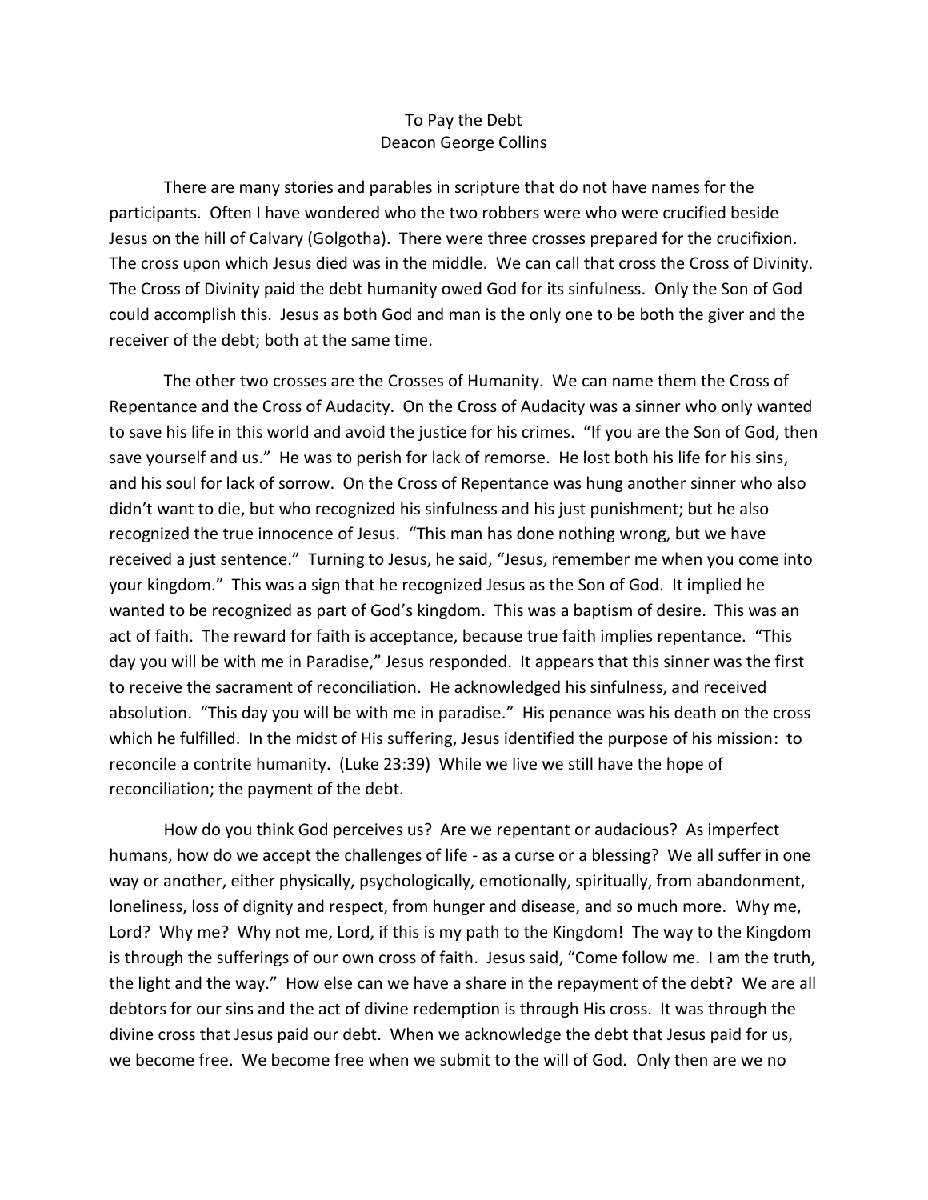# To Pay the Debt

Deacon George Collins

There are many stories and parables in scripture that do not have names for the participants. Often I have wondered who the two robbers were who were crucified beside Jesus on the hill of Calvary (Golgotha). There were three crosses prepared for the crucifixion. The cross upon which Jesus died was in the middle. We can call that cross the Cross of Divinity. The Cross of Divinity paid the debt humanity owed God for its sinfulness. Only the Son of God could accomplish this. Jesus as both God and man is the only one to be both the giver and the receiver of the debt; both at the same time.

The other two crosses are the Crosses of Humanity. We can name them the Cross of Repentance and the Cross of Audacity. On the Cross of Audacity was a sinner who only wanted to save his life in this world and avoid the justice for his crimes. "If you are the Son of God, then save yourself and us." He was to perish for lack of remorse. He lost both his life for his sins, and his soul for lack of sorrow. On the Cross of Repentance was hung another sinner who also didn't want to die, but who recognized his sinfulness and his just punishment; but he also recognized the true innocence of Jesus. "This man has done nothing wrong, but we have received a just sentence." Turning to Jesus, he said, "Jesus, remember me when you come into your kingdom." This was a sign that he recognized Jesus as the Son of God. It implied he wanted to be recognized as part of God's kingdom. This was a baptism of desire. This was an act of faith. The reward for faith is acceptance, because true faith implies repentance. "This day you will be with me in Paradise," Jesus responded. It appears that this sinner was the first to receive the sacrament of reconciliation. He acknowledged his sinfulness, and received absolution. "This day you will be with me in paradise." His penance was his death on the cross which he fulfilled. In the midst of His suffering, Jesus identified the purpose of his mission: to reconcile a contrite humanity. (Luke 23:39) While we live we still have the hope of reconciliation; the payment of the debt.

How do you think God perceives us? Are we repentant or audacious? As imperfect humans, how do we accept the challenges of life - as a curse or a blessing? We all suffer in one way or another, either physically, psychologically, emotionally, spiritually, from abandonment, loneliness, loss of dignity and respect, from hunger and disease, and so much more. Why me, Lord? Why me? Why not me, Lord, if this is my path to the Kingdom! The way to the Kingdom is through the sufferings of our own cross of faith. Jesus said, "Come follow me. I am the truth, the light and the way." How else can we have a share in the repayment of the debt? We are all debtors for our sins and the act of divine redemption is through His cross. It was through the divine cross that Jesus paid our debt. When we acknowledge the debt that Jesus paid for us, we become free. We become free when we submit to the will of God. Only then are we no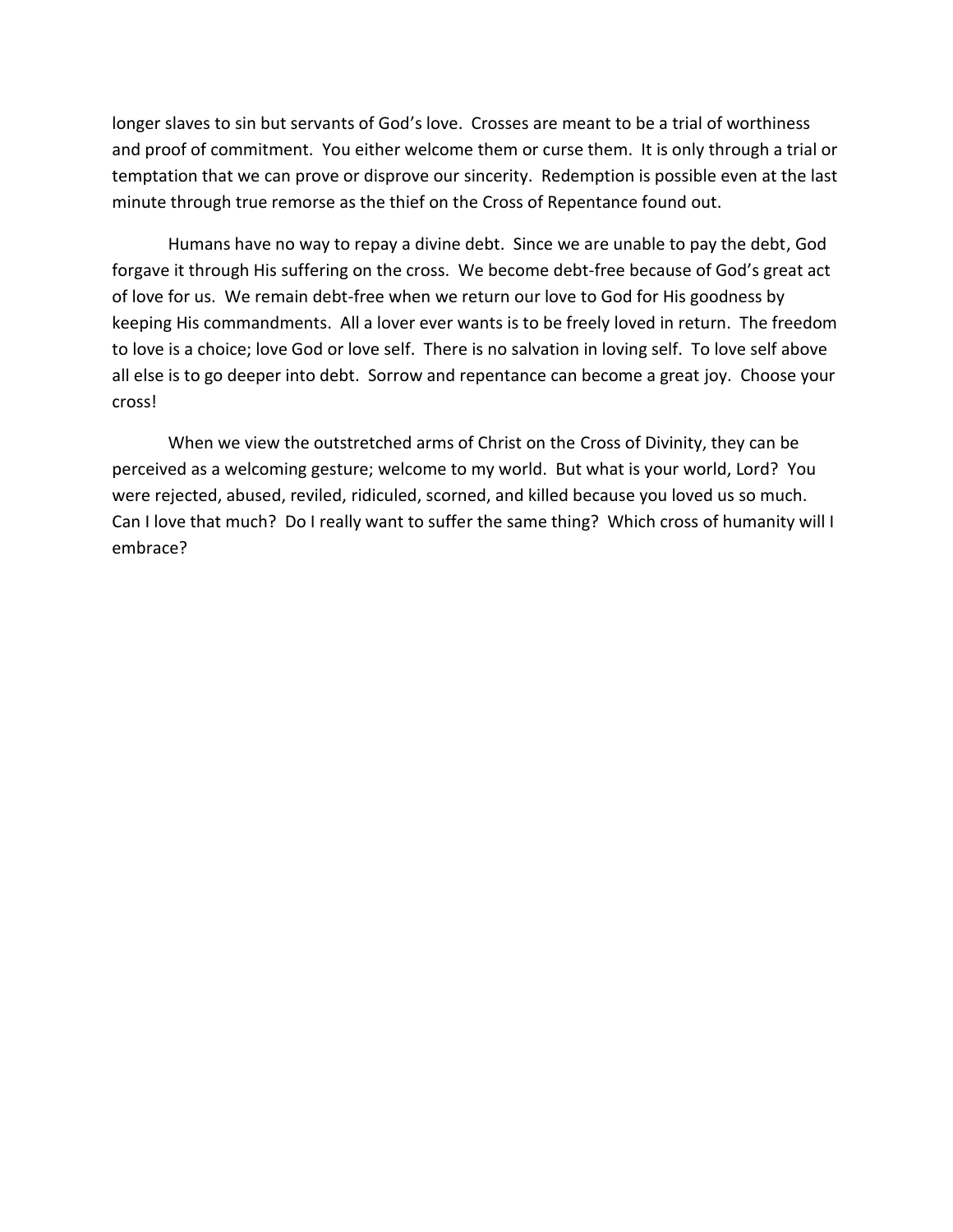longer slaves to sin but servants of God's love. Crosses are meant to be a trial of worthiness and proof of commitment. You either welcome them or curse them. It is only through a trial or temptation that we can prove or disprove our sincerity. Redemption is possible even at the last minute through true remorse as the thief on the Cross of Repentance found out.

Humans have no way to repay a divine debt. Since we are unable to pay the debt, God forgave it through His suffering on the cross. We become debt-free because of God's great act of love for us. We remain debt-free when we return our love to God for His goodness by keeping His commandments. All a lover ever wants is to be freely loved in return. The freedom to love is a choice; love God or love self. There is no salvation in loving self. To love self above all else is to go deeper into debt. Sorrow and repentance can become a great joy. Choose your cross!

When we view the outstretched arms of Christ on the Cross of Divinity, they can be perceived as a welcoming gesture; welcome to my world. But what is your world, Lord? You were rejected, abused, reviled, ridiculed, scorned, and killed because you loved us so much. Can I love that much? Do I really want to suffer the same thing? Which cross of humanity will I embrace?